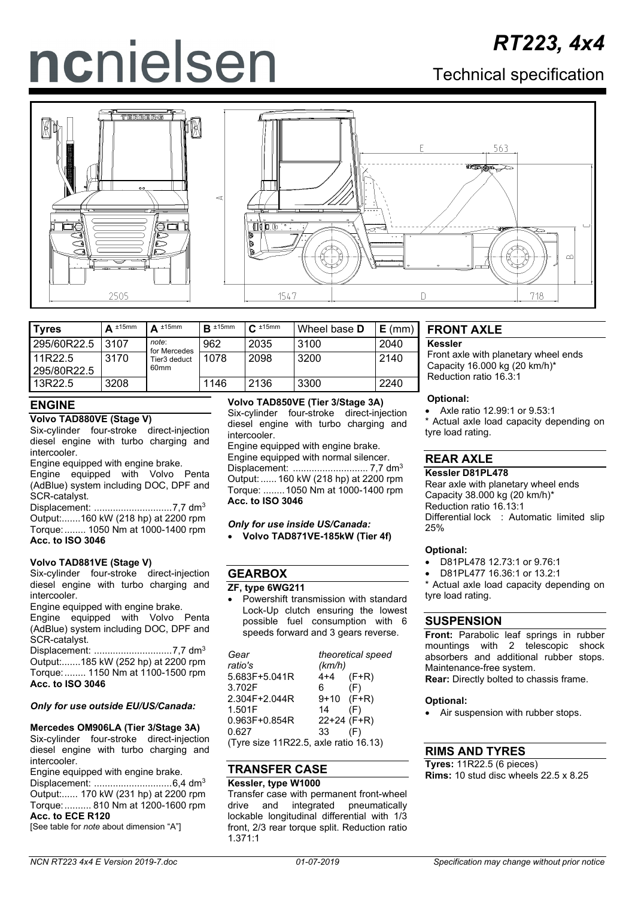# ncnielsen

# RT223, 4x4

## Technical specification

| Tyres | A ±15mm | A ±15mm | B ±15mm | C ±15mm | Wheel base D | E (mm) |
|---|---|---|---|---|---|---|
| 295/60R22.5 | 3107 | *note:* for Mercedes Tier3 deduct 60mm | 962 | 2035 | 3100 | 2040 |
| 11R22.5 295/80R22.5 | 3170 | | 1078 | 2098 | 3200 | 2140 |
| 13R22.5 | 3208 | | 1146 | 2136 | 3300 | 2240 |

## ENGINE

**Volvo TAD880VE (Stage V)**

Six-cylinder four-stroke direct-injection diesel engine with turbo charging and intercooler.

Engine equipped with engine brake.

Engine equipped with Volvo Penta (AdBlue) system including DOC, DPF and SCR-catalyst.

Displacement: ............................7,7 dm$^3$

Output:.......160 kW (218 hp) at 2200 rpm

Torque:........ 1050 Nm at 1000-1400 rpm

**Acc. to ISO 3046**

**Volvo TAD881VE (Stage V)**

Six-cylinder four-stroke direct-injection diesel engine with turbo charging and intercooler.

Engine equipped with engine brake.

Engine equipped with Volvo Penta (AdBlue) system including DOC, DPF and SCR-catalyst.

Displacement: ............................7,7 dm$^3$

Output:.......185 kW (252 hp) at 2200 rpm

Torque:........ 1150 Nm at 1100-1500 rpm

**Acc. to ISO 3046**

***Only for use outside EU/US/Canada:***

**Mercedes OM906LA (Tier 3/Stage 3A)**

Six-cylinder four-stroke direct-injection diesel engine with turbo charging and intercooler.

Engine equipped with engine brake.

Displacement: ............................6,4 dm$^3$

Output:...... 170 kW (231 hp) at 2200 rpm

Torque:.......... 810 Nm at 1200-1600 rpm

**Acc. to ECE R120**

[See table for *note* about dimension "A"]

**Volvo TAD850VE (Tier 3/Stage 3A)**

Six-cylinder four-stroke direct-injection diesel engine with turbo charging and intercooler.

Engine equipped with engine brake.

Engine equipped with normal silencer.

Displacement: ........................... 7,7 dm$^3$

Output:...... 160 kW (218 hp) at 2200 rpm

Torque: ........1050 Nm at 1000-1400 rpm

**Acc. to ISO 3046**

***Only for use inside US/Canada:***

- **Volvo TAD871VE-185kW (Tier 4f)**

## GEARBOX

**ZF, type 6WG211**

- Powershift transmission with standard Lock-Up clutch ensuring the lowest possible fuel consumption with 6 speeds forward and 3 gears reverse.

| *Gear ratio's* | *theoretical speed (km/h)* |
|---|---|
| 5.683F+5.041R | 4+4 (F+R) |
| 3.702F | 6 (F) |
| 2.304F+2.044R | 9+10 (F+R) |
| 1.501F | 14 (F) |
| 0.963F+0.854R | 22+24 (F+R) |
| 0.627 | 33 (F) |

(Tyre size 11R22.5, axle ratio 16.13)

## TRANSFER CASE

**Kessler, type W1000**

Transfer case with permanent front-wheel drive and integrated pneumatically lockable longitudinal differential with 1/3 front, 2/3 rear torque split. Reduction ratio 1.371:1

## FRONT AXLE

**Kessler**

Front axle with planetary wheel ends

Capacity 16.000 kg (20 km/h)*

Reduction ratio 16.3:1

**Optional:**

- Axle ratio 12.99:1 or 9.53:1

* Actual axle load capacity depending on tyre load rating.

## REAR AXLE

**Kessler D81PL478**

Rear axle with planetary wheel ends

Capacity 38.000 kg (20 km/h)*

Reduction ratio 16.13:1

Differential lock : Automatic limited slip 25%

**Optional:**

- D81PL478 12.73:1 or 9.76:1
- D81PL477 16.36:1 or 13.2:1

* Actual axle load capacity depending on tyre load rating.

## SUSPENSION

**Front:** Parabolic leaf springs in rubber mountings with 2 telescopic shock absorbers and additional rubber stops. Maintenance-free system.

**Rear:** Directly bolted to chassis frame.

**Optional:**

- Air suspension with rubber stops.

## RIMS AND TYRES

**Tyres:** 11R22.5 (6 pieces)

**Rims:** 10 stud disc wheels 22.5 x 8.25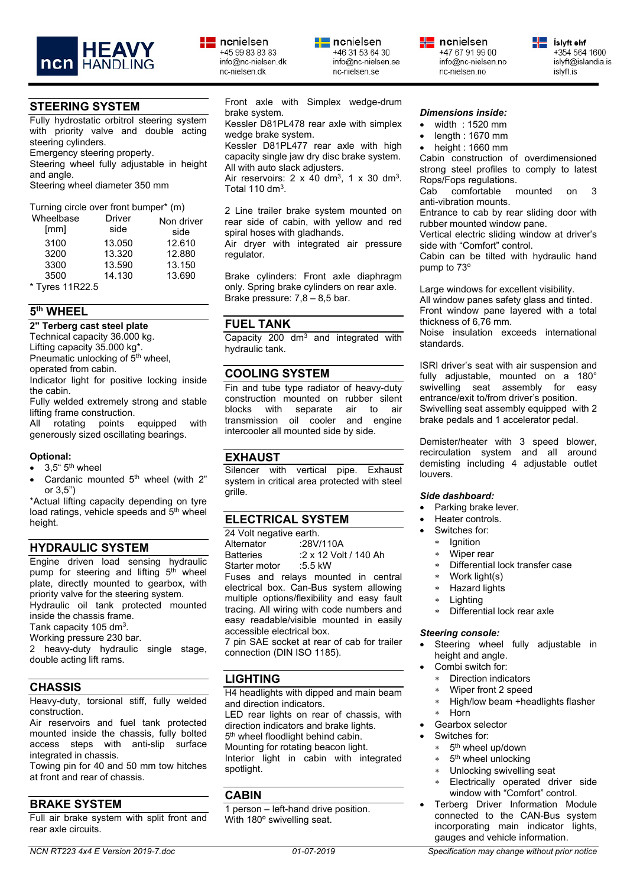## STEERING SYSTEM

Fully hydrostatic orbitrol steering system with priority valve and double acting steering cylinders.
Emergency steering property.
Steering wheel fully adjustable in height and angle.
Steering wheel diameter 350 mm

Turning circle over front bumper* (m)

| Wheelbase [mm] | Driver side | Non driver side |
|---|---|---|
| 3100 | 13.050 | 12.610 |
| 3200 | 13.320 | 12.880 |
| 3300 | 13.590 | 13.150 |
| 3500 | 14.130 | 13.690 |

* Tyres 11R22.5

## 5th WHEEL

**2" Terberg cast steel plate**
Technical capacity 36.000 kg.
Lifting capacity 35.000 kg*.
Pneumatic unlocking of 5th wheel, operated from cabin.
Indicator light for positive locking inside the cabin.
Fully welded extremely strong and stable lifting frame construction.
All rotating points equipped with generously sized oscillating bearings.

**Optional:**

- 3,5“ 5th wheel
- Cardanic mounted 5th wheel (with 2” or 3,5”)

*Actual lifting capacity depending on tyre load ratings, vehicle speeds and 5th wheel height.

## HYDRAULIC SYSTEM

Engine driven load sensing hydraulic pump for steering and lifting 5th wheel plate, directly mounted to gearbox, with priority valve for the steering system.
Hydraulic oil tank protected mounted inside the chassis frame.
Tank capacity 105 dm3.
Working pressure 230 bar.
2 heavy-duty hydraulic single stage, double acting lift rams.

## CHASSIS

Heavy-duty, torsional stiff, fully welded construction.
Air reservoirs and fuel tank protected mounted inside the chassis, fully bolted access steps with anti-slip surface integrated in chassis.
Towing pin for 40 and 50 mm tow hitches at front and rear of chassis.

## BRAKE SYSTEM

Full air brake system with split front and rear axle circuits.
Front axle with Simplex wedge-drum brake system.
Kessler D81PL478 rear axle with simplex wedge brake system.
Kessler D81PL477 rear axle with high capacity single jaw dry disc brake system.
All with auto slack adjusters.
Air reservoirs: 2 x 40 dm3, 1 x 30 dm3. Total 110 dm3.

2 Line trailer brake system mounted on rear side of cabin, with yellow and red spiral hoses with gladhands.
Air dryer with integrated air pressure regulator.

Brake cylinders: Front axle diaphragm only. Spring brake cylinders on rear axle.
Brake pressure: 7,8 – 8,5 bar.

## FUEL TANK

Capacity 200 dm3 and integrated with hydraulic tank.

## COOLING SYSTEM

Fin and tube type radiator of heavy-duty construction mounted on rubber silent blocks with separate air to air transmission oil cooler and engine intercooler all mounted side by side.

## EXHAUST

Silencer with vertical pipe. Exhaust system in critical area protected with steel grille.

## ELECTRICAL SYSTEM

24 Volt negative earth.

| | |
|---|---|
| Alternator | :28V/110A |
| Batteries | :2 x 12 Volt / 140 Ah |
| Starter motor | :5.5 kW |

Fuses and relays mounted in central electrical box. Can-Bus system allowing multiple options/flexibility and easy fault tracing. All wiring with code numbers and easy readable/visible mounted in easily accessible electrical box.
7 pin SAE socket at rear of cab for trailer connection (DIN ISO 1185).

## LIGHTING

H4 headlights with dipped and main beam and direction indicators.
LED rear lights on rear of chassis, with direction indicators and brake lights.
5th wheel floodlight behind cabin.
Mounting for rotating beacon light.
Interior light in cabin with integrated spotlight.

## CABIN

1 person – left-hand drive position.
With 180º swivelling seat.

***Dimensions inside:***

- width : 1520 mm
- length : 1670 mm
- height : 1660 mm

Cabin construction of overdimensioned strong steel profiles to comply to latest Rops/Fops regulations.
Cab comfortable mounted on 3 anti-vibration mounts.
Entrance to cab by rear sliding door with rubber mounted window pane.
Vertical electric sliding window at driver’s side with “Comfort” control.
Cabin can be tilted with hydraulic hand pump to 73°

Large windows for excellent visibility.
All window panes safety glass and tinted.
Front window pane layered with a total thickness of 6,76 mm.
Noise insulation exceeds international standards.

ISRI driver’s seat with air suspension and fully adjustable, mounted on a 180° swivelling seat assembly for easy entrance/exit to/from driver’s position.
Swivelling seat assembly equipped with 2 brake pedals and 1 accelerator pedal.

Demister/heater with 3 speed blower, recirculation system and all around demisting including 4 adjustable outlet louvers.

***Side dashboard:***

- Parking brake lever.
- Heater controls.
- Switches for:
  - Ignition
  - Wiper rear
  - Differential lock transfer case
  - Work light(s)
  - Hazard lights
  - Lighting
  - Differential lock rear axle

***Steering console:***

- Steering wheel fully adjustable in height and angle.
- Combi switch for:
  - Direction indicators
  - Wiper front 2 speed
  - High/low beam +headlights flasher
  - Horn
- Gearbox selector
- Switches for:
  - 5th wheel up/down
  - 5th wheel unlocking
  - Unlocking swivelling seat
  - Electrically operated driver side window with “Comfort” control.
- Terberg Driver Information Module connected to the CAN-Bus system incorporating main indicator lights, gauges and vehicle information.